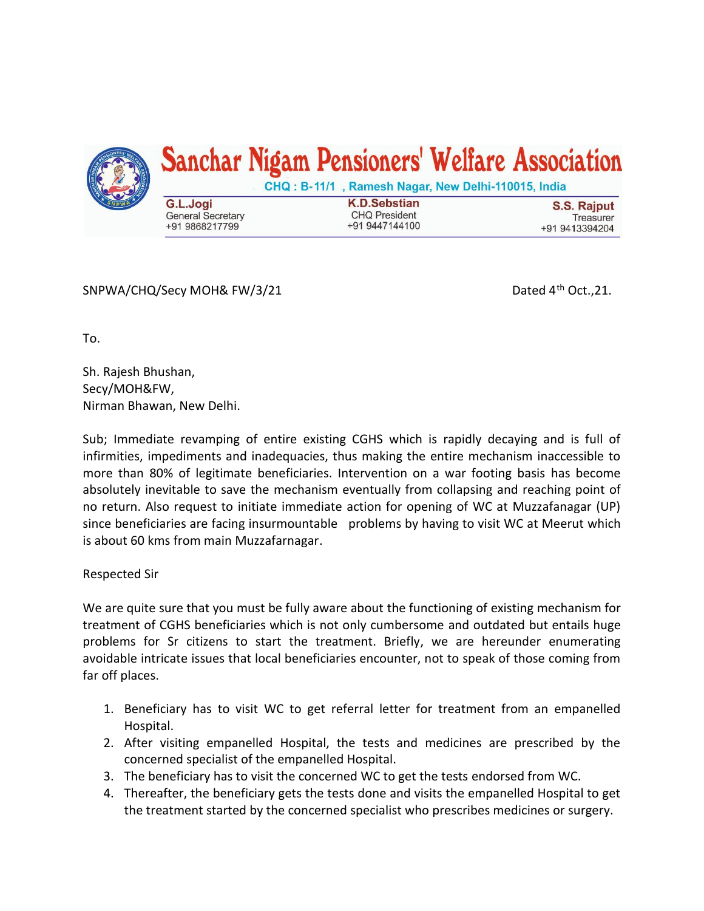# Sanchar Nigam Pensioners' Welfare Association

CHQ : B-11/1 , Ramesh Nagar, New Delhi-110015, India

| G.L.Jogi | K.D.Sebstian | S.S. Rajput |
|---|---|---|
| General Secretary | CHQ President | Treasurer |
| +91 9868217799 | +91 9447144100 | +91 9413394204 |

SNPWA/CHQ/Secy MOH& FW/3/21 Dated 4th Oct.,21.

To.

Sh. Rajesh Bhushan,
Secy/MOH&FW,
Nirman Bhawan, New Delhi.

Sub; Immediate revamping of entire existing CGHS which is rapidly decaying and is full of infirmities, impediments and inadequacies, thus making the entire mechanism inaccessible to more than 80% of legitimate beneficiaries. Intervention on a war footing basis has become absolutely inevitable to save the mechanism eventually from collapsing and reaching point of no return. Also request to initiate immediate action for opening of WC at Muzzafanagar (UP) since beneficiaries are facing insurmountable problems by having to visit WC at Meerut which is about 60 kms from main Muzzafarnagar.

Respected Sir

We are quite sure that you must be fully aware about the functioning of existing mechanism for treatment of CGHS beneficiaries which is not only cumbersome and outdated but entails huge problems for Sr citizens to start the treatment. Briefly, we are hereunder enumerating avoidable intricate issues that local beneficiaries encounter, not to speak of those coming from far off places.

1. Beneficiary has to visit WC to get referral letter for treatment from an empanelled Hospital.
2. After visiting empanelled Hospital, the tests and medicines are prescribed by the concerned specialist of the empanelled Hospital.
3. The beneficiary has to visit the concerned WC to get the tests endorsed from WC.
4. Thereafter, the beneficiary gets the tests done and visits the empanelled Hospital to get the treatment started by the concerned specialist who prescribes medicines or surgery.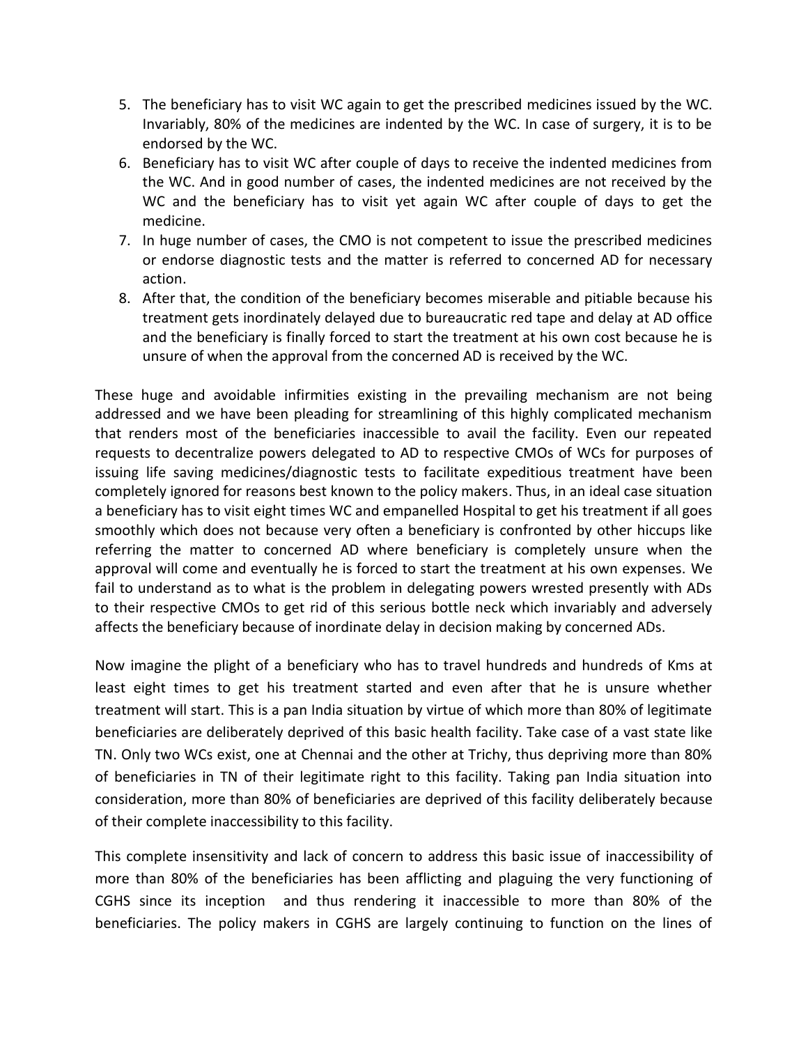5. The beneficiary has to visit WC again to get the prescribed medicines issued by the WC. Invariably, 80% of the medicines are indented by the WC. In case of surgery, it is to be endorsed by the WC.
6. Beneficiary has to visit WC after couple of days to receive the indented medicines from the WC. And in good number of cases, the indented medicines are not received by the WC and the beneficiary has to visit yet again WC after couple of days to get the medicine.
7. In huge number of cases, the CMO is not competent to issue the prescribed medicines or endorse diagnostic tests and the matter is referred to concerned AD for necessary action.
8. After that, the condition of the beneficiary becomes miserable and pitiable because his treatment gets inordinately delayed due to bureaucratic red tape and delay at AD office and the beneficiary is finally forced to start the treatment at his own cost because he is unsure of when the approval from the concerned AD is received by the WC.

These huge and avoidable infirmities existing in the prevailing mechanism are not being addressed and we have been pleading for streamlining of this highly complicated mechanism that renders most of the beneficiaries inaccessible to avail the facility. Even our repeated requests to decentralize powers delegated to AD to respective CMOs of WCs for purposes of issuing life saving medicines/diagnostic tests to facilitate expeditious treatment have been completely ignored for reasons best known to the policy makers. Thus, in an ideal case situation a beneficiary has to visit eight times WC and empanelled Hospital to get his treatment if all goes smoothly which does not because very often a beneficiary is confronted by other hiccups like referring the matter to concerned AD where beneficiary is completely unsure when the approval will come and eventually he is forced to start the treatment at his own expenses. We fail to understand as to what is the problem in delegating powers wrested presently with ADs to their respective CMOs to get rid of this serious bottle neck which invariably and adversely affects the beneficiary because of inordinate delay in decision making by concerned ADs.

Now imagine the plight of a beneficiary who has to travel hundreds and hundreds of Kms at least eight times to get his treatment started and even after that he is unsure whether treatment will start. This is a pan India situation by virtue of which more than 80% of legitimate beneficiaries are deliberately deprived of this basic health facility. Take case of a vast state like TN. Only two WCs exist, one at Chennai and the other at Trichy, thus depriving more than 80% of beneficiaries in TN of their legitimate right to this facility. Taking pan India situation into consideration, more than 80% of beneficiaries are deprived of this facility deliberately because of their complete inaccessibility to this facility.

This complete insensitivity and lack of concern to address this basic issue of inaccessibility of more than 80% of the beneficiaries has been afflicting and plaguing the very functioning of CGHS since its inception and thus rendering it inaccessible to more than 80% of the beneficiaries. The policy makers in CGHS are largely continuing to function on the lines of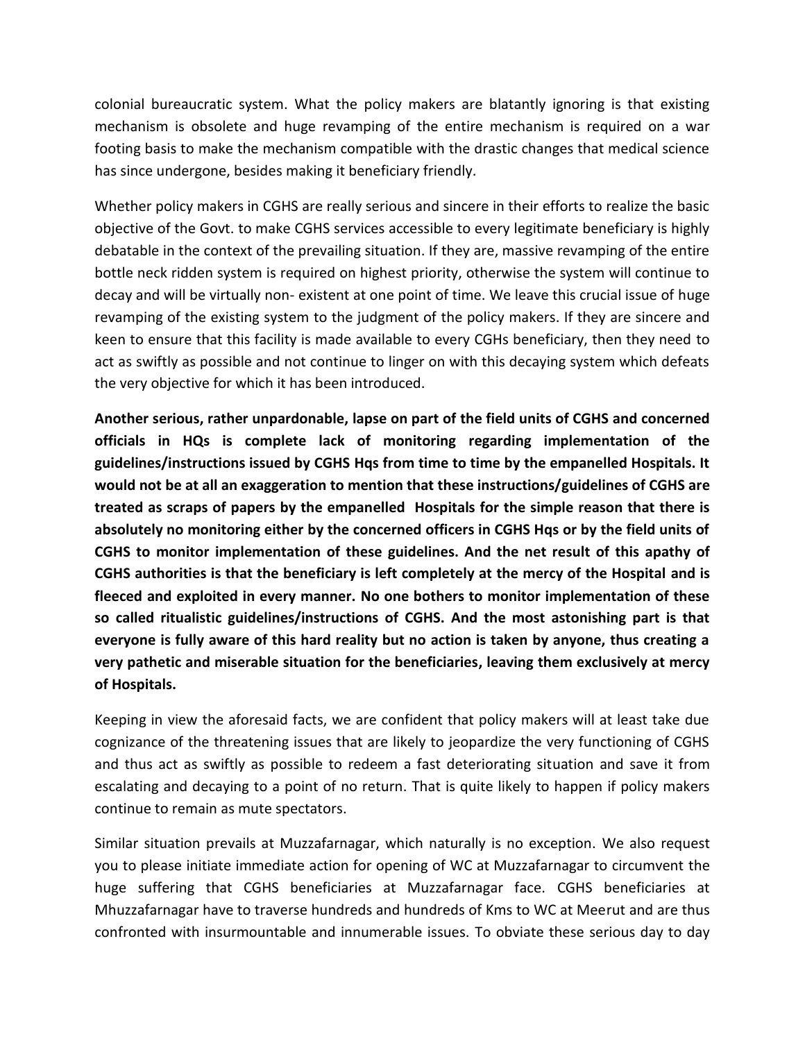colonial bureaucratic system. What the policy makers are blatantly ignoring is that existing mechanism is obsolete and huge revamping of the entire mechanism is required on a war footing basis to make the mechanism compatible with the drastic changes that medical science has since undergone, besides making it beneficiary friendly.

Whether policy makers in CGHS are really serious and sincere in their efforts to realize the basic objective of the Govt. to make CGHS services accessible to every legitimate beneficiary is highly debatable in the context of the prevailing situation. If they are, massive revamping of the entire bottle neck ridden system is required on highest priority, otherwise the system will continue to decay and will be virtually non- existent at one point of time. We leave this crucial issue of huge revamping of the existing system to the judgment of the policy makers. If they are sincere and keen to ensure that this facility is made available to every CGHs beneficiary, then they need to act as swiftly as possible and not continue to linger on with this decaying system which defeats the very objective for which it has been introduced.

**Another serious, rather unpardonable, lapse on part of the field units of CGHS and concerned officials in HQs is complete lack of monitoring regarding implementation of the guidelines/instructions issued by CGHS Hqs from time to time by the empanelled Hospitals. It would not be at all an exaggeration to mention that these instructions/guidelines of CGHS are treated as scraps of papers by the empanelled Hospitals for the simple reason that there is absolutely no monitoring either by the concerned officers in CGHS Hqs or by the field units of CGHS to monitor implementation of these guidelines. And the net result of this apathy of CGHS authorities is that the beneficiary is left completely at the mercy of the Hospital and is fleeced and exploited in every manner. No one bothers to monitor implementation of these so called ritualistic guidelines/instructions of CGHS. And the most astonishing part is that everyone is fully aware of this hard reality but no action is taken by anyone, thus creating a very pathetic and miserable situation for the beneficiaries, leaving them exclusively at mercy of Hospitals.**

Keeping in view the aforesaid facts, we are confident that policy makers will at least take due cognizance of the threatening issues that are likely to jeopardize the very functioning of CGHS and thus act as swiftly as possible to redeem a fast deteriorating situation and save it from escalating and decaying to a point of no return. That is quite likely to happen if policy makers continue to remain as mute spectators.

Similar situation prevails at Muzzafarnagar, which naturally is no exception. We also request you to please initiate immediate action for opening of WC at Muzzafarnagar to circumvent the huge suffering that CGHS beneficiaries at Muzzafarnagar face. CGHS beneficiaries at Mhuzzafarnagar have to traverse hundreds and hundreds of Kms to WC at Meerut and are thus confronted with insurmountable and innumerable issues. To obviate these serious day to day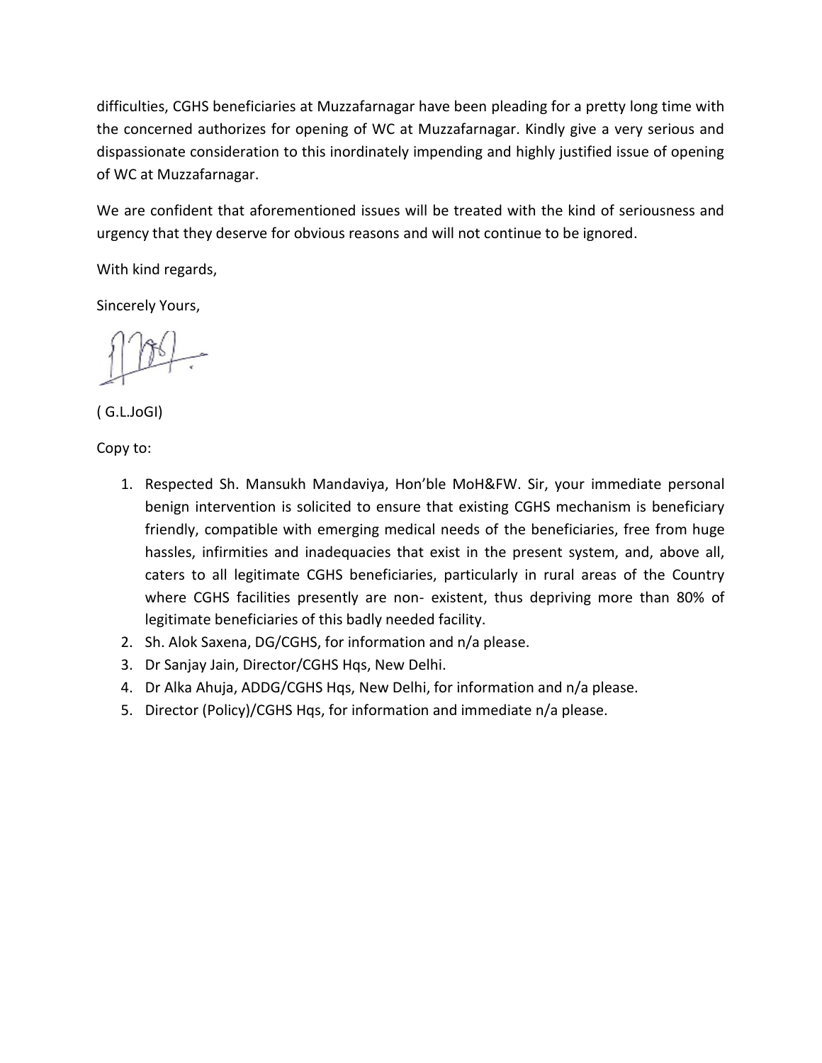difficulties, CGHS beneficiaries at Muzzafarnagar have been pleading for a pretty long time with the concerned authorizes for opening of WC at Muzzafarnagar. Kindly give a very serious and dispassionate consideration to this inordinately impending and highly justified issue of opening of WC at Muzzafarnagar.

We are confident that aforementioned issues will be treated with the kind of seriousness and urgency that they deserve for obvious reasons and will not continue to be ignored.

With kind regards,

Sincerely Yours,

( G.L.JoGI)

Copy to:

1. Respected Sh. Mansukh Mandaviya, Hon'ble MoH&FW. Sir, your immediate personal benign intervention is solicited to ensure that existing CGHS mechanism is beneficiary friendly, compatible with emerging medical needs of the beneficiaries, free from huge hassles, infirmities and inadequacies that exist in the present system, and, above all, caters to all legitimate CGHS beneficiaries, particularly in rural areas of the Country where CGHS facilities presently are non- existent, thus depriving more than 80% of legitimate beneficiaries of this badly needed facility.
2. Sh. Alok Saxena, DG/CGHS, for information and n/a please.
3. Dr Sanjay Jain, Director/CGHS Hqs, New Delhi.
4. Dr Alka Ahuja, ADDG/CGHS Hqs, New Delhi, for information and n/a please.
5. Director (Policy)/CGHS Hqs, for information and immediate n/a please.